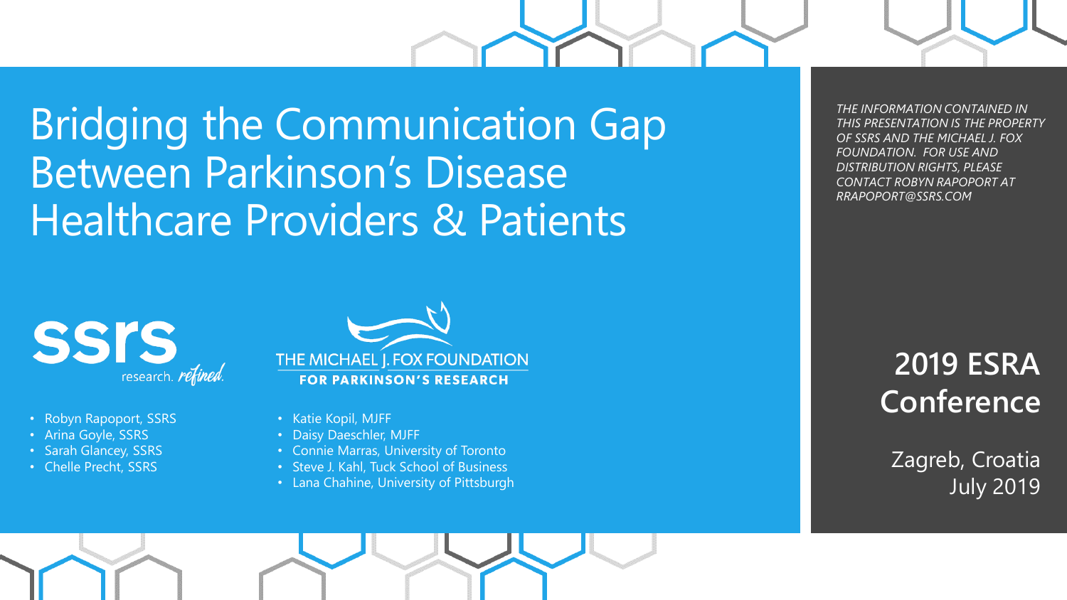# Bridging the Communication Gap Between Parkinson's Disease Healthcare Providers & Patients

*THE INFORMATION CONTAINED IN THIS PRESENTATION IS THE PROPERTY OF SSRS AND THE MICHAEL J. FOX FOUNDATION. FOR USE AND DISTRIBUTION RIGHTS, PLEASE CONTACT ROBYN RAPOPORT AT RRAPOPORT@SSRS.COM*

ssrs research. refined.

- Robyn Rapoport, SSRS
- Arina Goyle, SSRS
- Sarah Glancey, SSRS
- Chelle Precht, SSRS

THE MICHAEL J. FOX FOUNDATION FOR PARKINSON'S RESEARCH

- Katie Kopil, MJFF
- Daisy Daeschler, MJFF
- Connie Marras, University of Toronto
- Steve J. Kahl, Tuck School of Business
- Lana Chahine, University of Pittsburgh

## 2019 ESRA Conference

Zagreb, Croatia
July 2019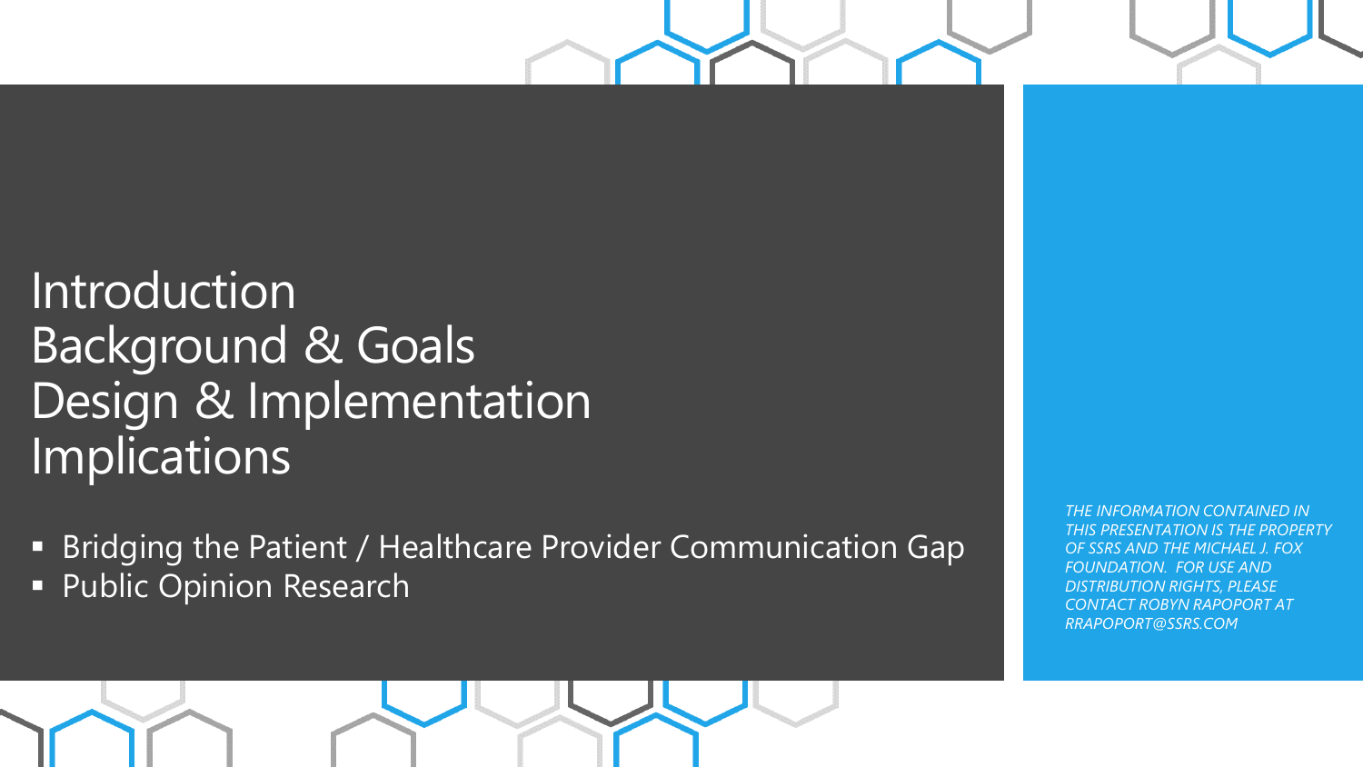# Introduction
# Background & Goals
# Design & Implementation
# Implications

- Bridging the Patient / Healthcare Provider Communication Gap
- Public Opinion Research

*THE INFORMATION CONTAINED IN THIS PRESENTATION IS THE PROPERTY OF SSRS AND THE MICHAEL J. FOX FOUNDATION. FOR USE AND DISTRIBUTION RIGHTS, PLEASE CONTACT ROBYN RAPOPORT AT RRAPOPORT@SSRS.COM*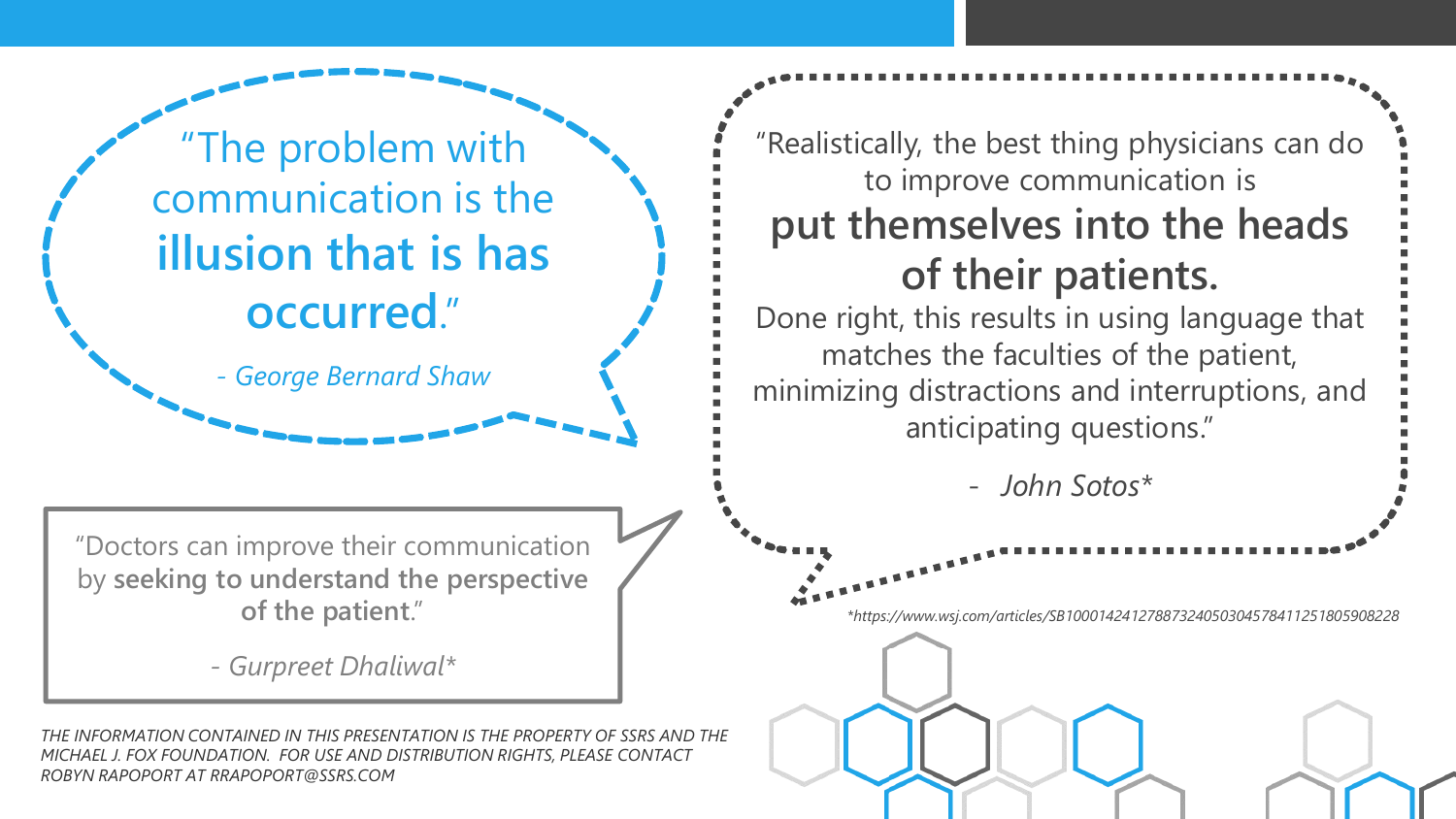"The problem with communication is the **illusion that is has occurred**."

*- George Bernard Shaw*

"Doctors can improve their communication by **seeking to understand the perspective of the patient**."

*- Gurpreet Dhaliwal**

"Realistically, the best thing physicians can do to improve communication is

**put themselves into the heads of their patients.**

Done right, this results in using language that matches the faculties of the patient, minimizing distractions and interruptions, and anticipating questions."

*- John Sotos**

*\*https://www.wsj.com/articles/SB10001424127887324050304578411251805908228*

*THE INFORMATION CONTAINED IN THIS PRESENTATION IS THE PROPERTY OF SSRS AND THE MICHAEL J. FOX FOUNDATION. FOR USE AND DISTRIBUTION RIGHTS, PLEASE CONTACT ROBYN RAPOPORT AT RRAPOPORT@SSRS.COM*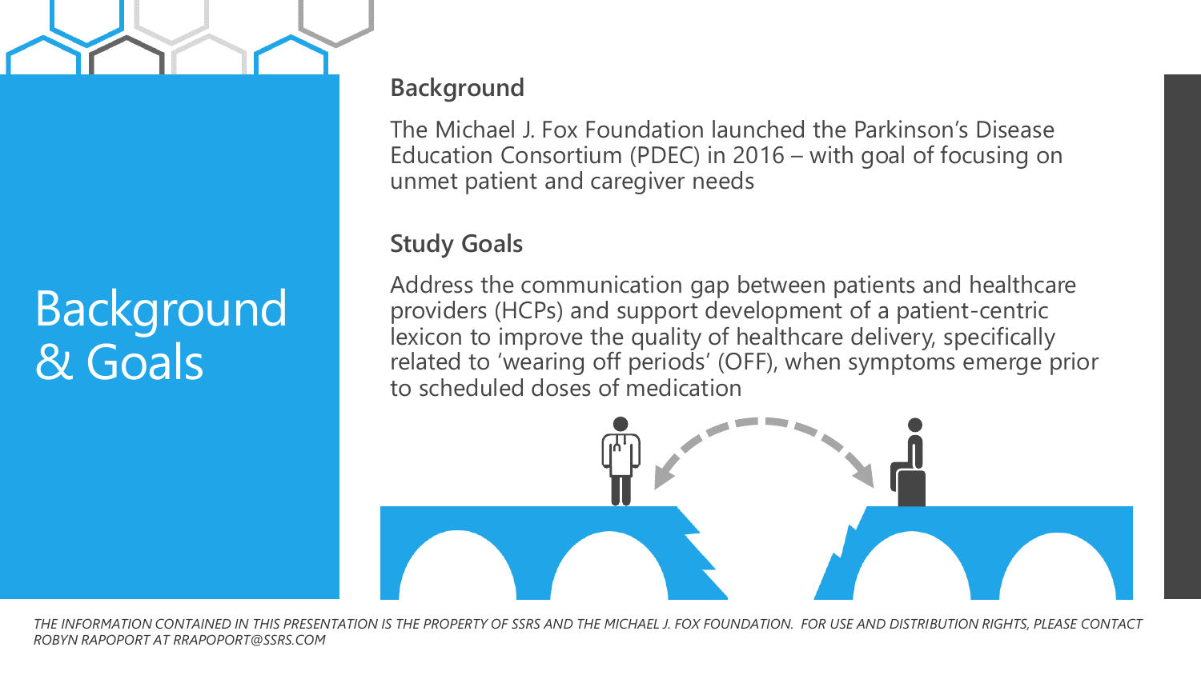# Background & Goals

## Background

The Michael J. Fox Foundation launched the Parkinson's Disease Education Consortium (PDEC) in 2016 – with goal of focusing on unmet patient and caregiver needs

## Study Goals

Address the communication gap between patients and healthcare providers (HCPs) and support development of a patient-centric lexicon to improve the quality of healthcare delivery, specifically related to 'wearing off periods' (OFF), when symptoms emerge prior to scheduled doses of medication

*THE INFORMATION CONTAINED IN THIS PRESENTATION IS THE PROPERTY OF SSRS AND THE MICHAEL J. FOX FOUNDATION. FOR USE AND DISTRIBUTION RIGHTS, PLEASE CONTACT ROBYN RAPOPORT AT RRAPOPORT@SSRS.COM*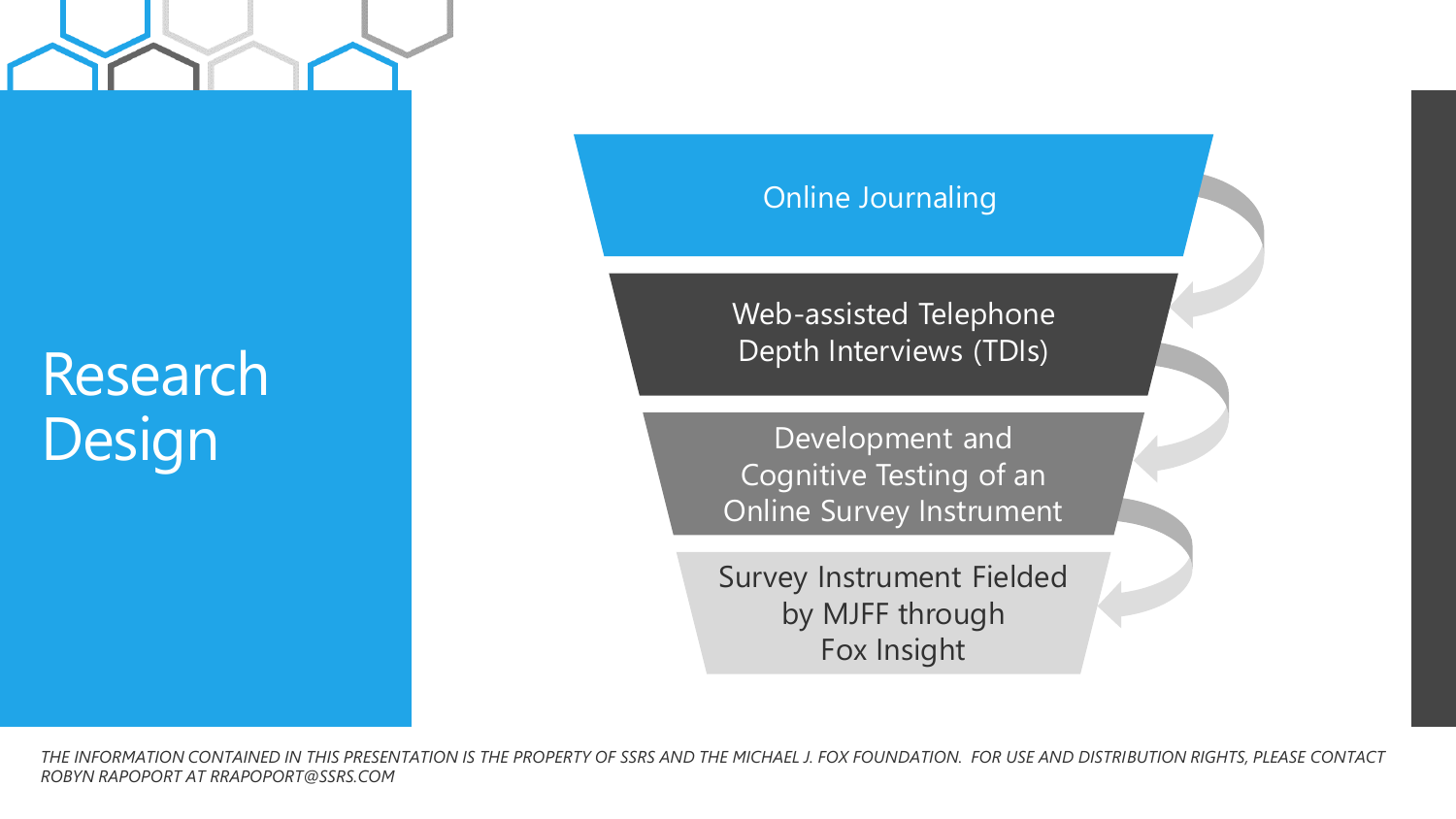# Research Design

1. Online Journaling
2. Web-assisted Telephone Depth Interviews (TDIs)
3. Development and Cognitive Testing of an Online Survey Instrument
4. Survey Instrument Fielded by MJFF through Fox Insight

*THE INFORMATION CONTAINED IN THIS PRESENTATION IS THE PROPERTY OF SSRS AND THE MICHAEL J. FOX FOUNDATION. FOR USE AND DISTRIBUTION RIGHTS, PLEASE CONTACT ROBYN RAPOPORT AT RRAPOPORT@SSRS.COM*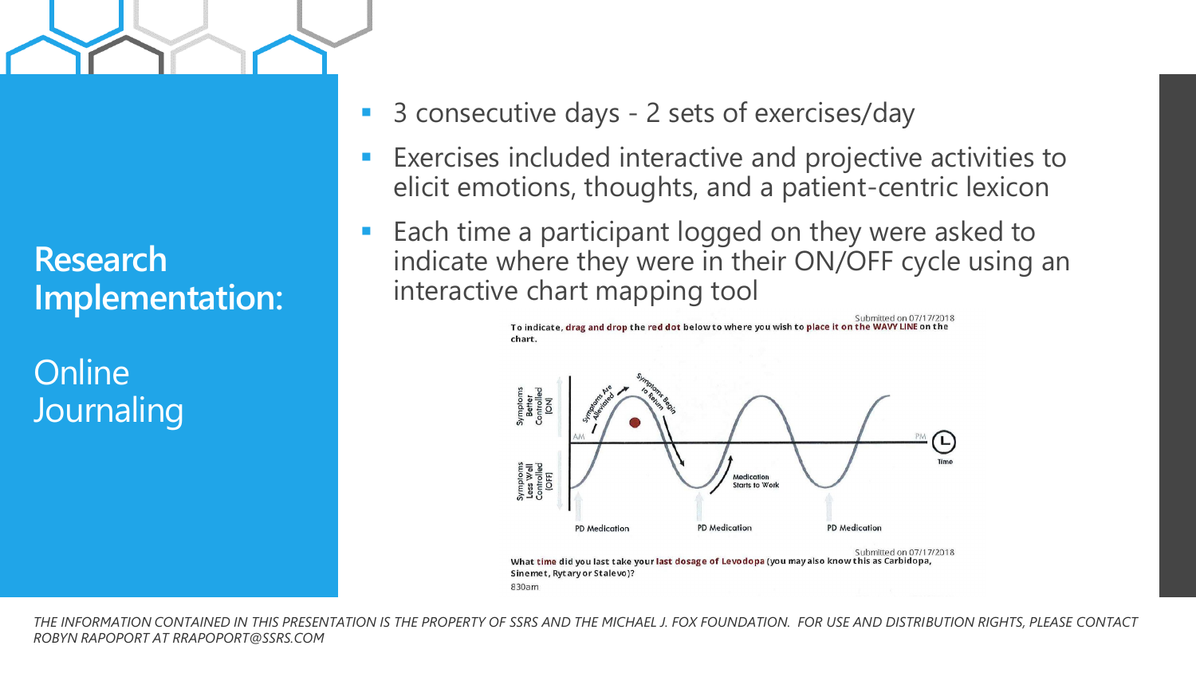# Research Implementation:

## Online Journaling

- 3 consecutive days - 2 sets of exercises/day
- Exercises included interactive and projective activities to elicit emotions, thoughts, and a patient-centric lexicon
- Each time a participant logged on they were asked to indicate where they were in their ON/OFF cycle using an interactive chart mapping tool

Submitted on 07/17/2018

To indicate, drag and drop the red dot below to where you wish to place it on the WAVY LINE on the chart.

Symptoms Better Controlled (ON)

Symptoms Less Well Controlled (OFF)

Symptoms Are Alleviated

Symptoms Begin to Return

Medication Starts to Work

AM

PM

Time

PD Medication

PD Medication

PD Medication

Submitted on 07/17/2018

What time did you last take your last dosage of Levodopa (you may also know this as Carbidopa, Sinemet, Rytary or Stalevo)?

830am

*THE INFORMATION CONTAINED IN THIS PRESENTATION IS THE PROPERTY OF SSRS AND THE MICHAEL J. FOX FOUNDATION. FOR USE AND DISTRIBUTION RIGHTS, PLEASE CONTACT ROBYN RAPOPORT AT RRAPOPORT@SSRS.COM*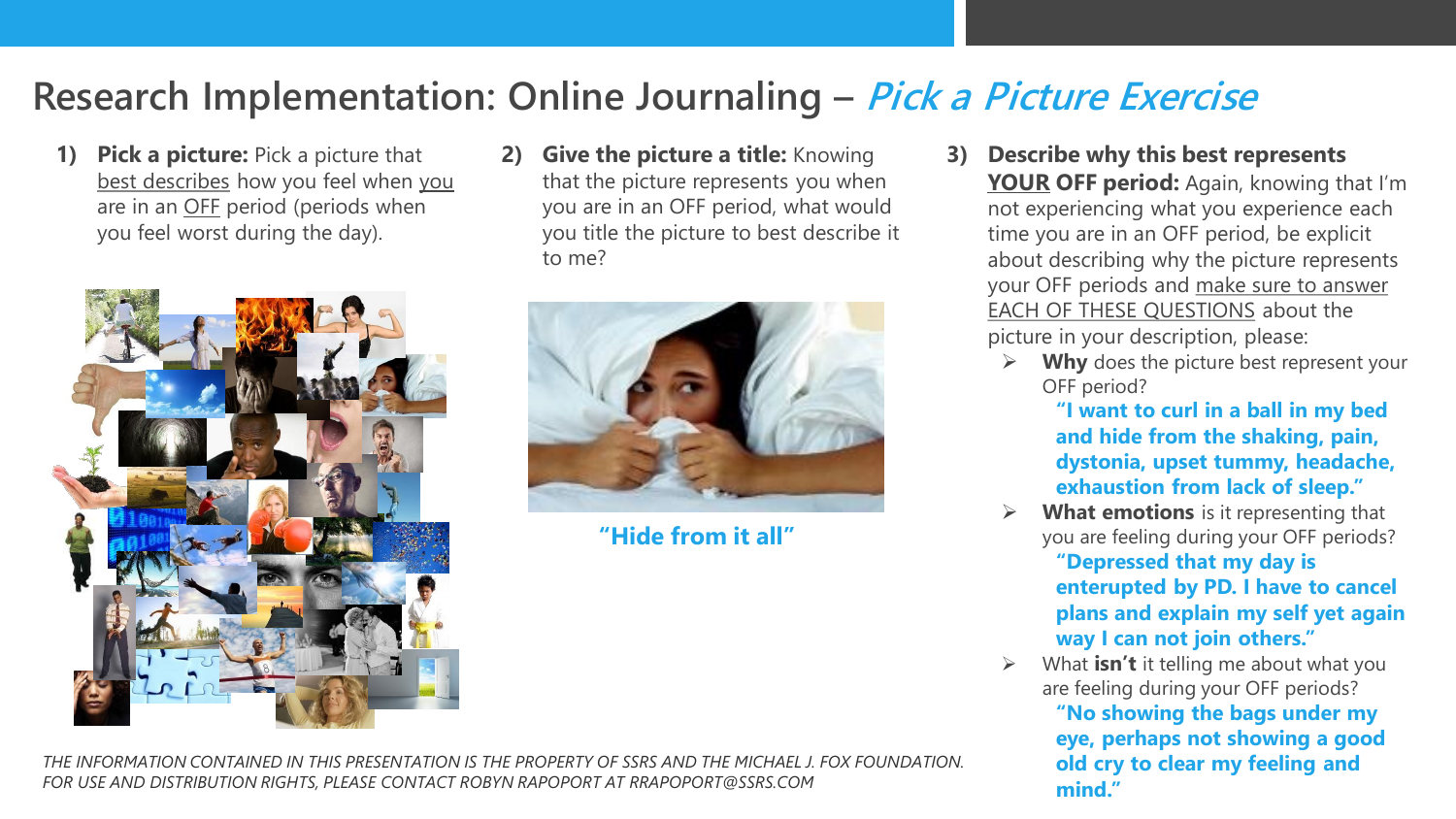# Research Implementation: Online Journaling – *Pick a Picture Exercise*

1) **Pick a picture:** Pick a picture that best describes how you feel when you are in an OFF period (periods when you feel worst during the day).

2) **Give the picture a title:** Knowing that the picture represents you when you are in an OFF period, what would you title the picture to best describe it to me?

**"Hide from it all"**

3) **Describe why this best represents YOUR OFF period:** Again, knowing that I'm not experiencing what you experience each time you are in an OFF period, be explicit about describing why the picture represents your OFF periods and make sure to answer EACH OF THESE QUESTIONS about the picture in your description, please:

- **Why** does the picture best represent your OFF period?
  **"I want to curl in a ball in my bed and hide from the shaking, pain, dystonia, upset tummy, headache, exhaustion from lack of sleep."**
- **What emotions** is it representing that you are feeling during your OFF periods?
  **"Depressed that my day is enterupted by PD. I have to cancel plans and explain my self yet again way I can not join others."**
- What **isn't** it telling me about what you are feeling during your OFF periods?
  **"No showing the bags under my eye, perhaps not showing a good old cry to clear my feeling and mind."**

*THE INFORMATION CONTAINED IN THIS PRESENTATION IS THE PROPERTY OF SSRS AND THE MICHAEL J. FOX FOUNDATION. FOR USE AND DISTRIBUTION RIGHTS, PLEASE CONTACT ROBYN RAPOPORT AT RRAPOPORT@SSRS.COM*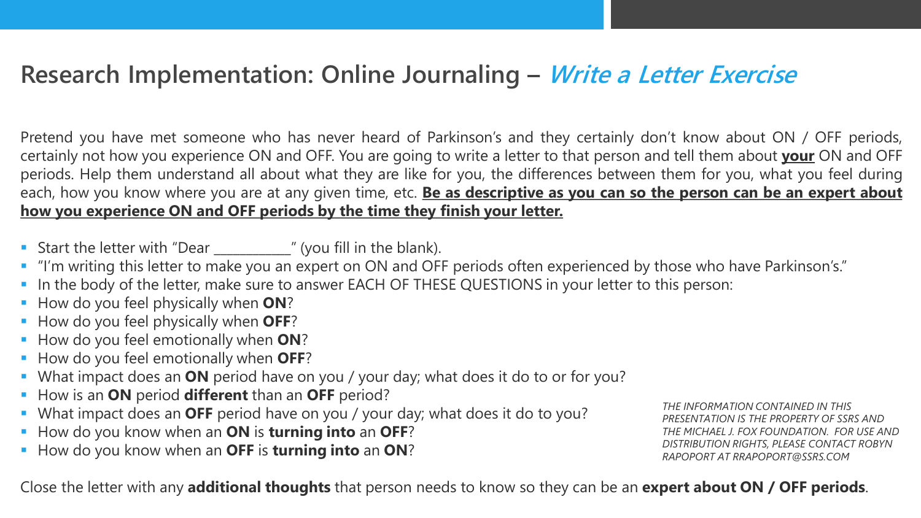## Research Implementation: Online Journaling – *Write a Letter Exercise*

Pretend you have met someone who has never heard of Parkinson's and they certainly don't know about ON / OFF periods, certainly not how you experience ON and OFF. You are going to write a letter to that person and tell them about **<u>your</u>** ON and OFF periods. Help them understand all about what they are like for you, the differences between them for you, what you feel during each, how you know where you are at any given time, etc. **<u>Be as descriptive as you can so the person can be an expert about how you experience ON and OFF periods by the time they finish your letter.</u>**

- Start the letter with "Dear ___________" (you fill in the blank).
- "I'm writing this letter to make you an expert on ON and OFF periods often experienced by those who have Parkinson's."
- In the body of the letter, make sure to answer EACH OF THESE QUESTIONS in your letter to this person:
- How do you feel physically when **ON**?
- How do you feel physically when **OFF**?
- How do you feel emotionally when **ON**?
- How do you feel emotionally when **OFF**?
- What impact does an **ON** period have on you / your day; what does it do to or for you?
- How is an **ON** period **different** than an **OFF** period?
- What impact does an **OFF** period have on you / your day; what does it do to you?
- How do you know when an **ON** is **turning into** an **OFF**?
- How do you know when an **OFF** is **turning into** an **ON**?

*THE INFORMATION CONTAINED IN THIS PRESENTATION IS THE PROPERTY OF SSRS AND THE MICHAEL J. FOX FOUNDATION. FOR USE AND DISTRIBUTION RIGHTS, PLEASE CONTACT ROBYN RAPOPORT AT RRAPOPORT@SSRS.COM*

Close the letter with any **additional thoughts** that person needs to know so they can be an **expert about ON / OFF periods**.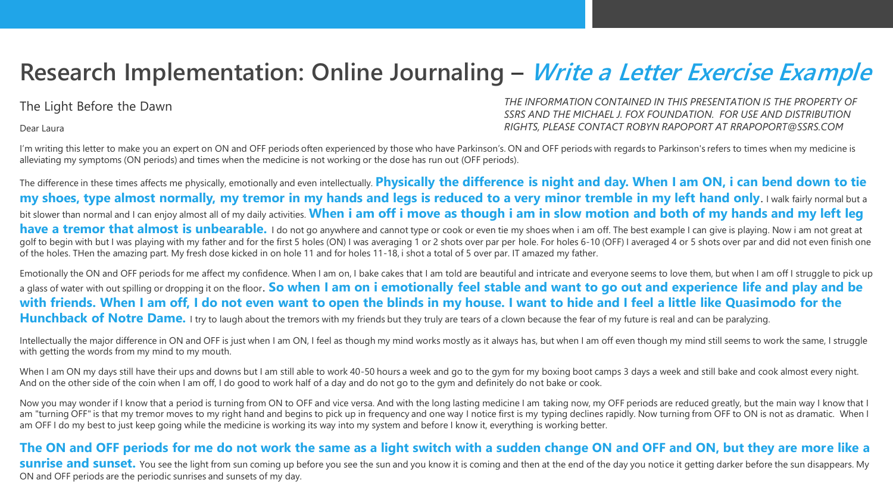# Research Implementation: Online Journaling – *Write a Letter Exercise Example*

*THE INFORMATION CONTAINED IN THIS PRESENTATION IS THE PROPERTY OF SSRS AND THE MICHAEL J. FOX FOUNDATION. FOR USE AND DISTRIBUTION RIGHTS, PLEASE CONTACT ROBYN RAPOPORT AT RRAPOPORT@SSRS.COM*

The Light Before the Dawn

Dear Laura

I'm writing this letter to make you an expert on ON and OFF periods often experienced by those who have Parkinson's. ON and OFF periods with regards to Parkinson's refers to times when my medicine is alleviating my symptoms (ON periods) and times when the medicine is not working or the dose has run out (OFF periods).

The difference in these times affects me physically, emotionally and even intellectually. **Physically the difference is night and day. When I am ON, i can bend down to tie my shoes, type almost normally, my tremor in my hands and legs is reduced to a very minor tremble in my left hand only**. I walk fairly normal but a bit slower than normal and I can enjoy almost all of my daily activities. **When i am off i move as though i am in slow motion and both of my hands and my left leg have a tremor that almost is unbearable.** I do not go anywhere and cannot type or cook or even tie my shoes when i am off. The best example I can give is playing. Now i am not great at golf to begin with but I was playing with my father and for the first 5 holes (ON) I was averaging 1 or 2 shots over par per hole. For holes 6-10 (OFF) I averaged 4 or 5 shots over par and did not even finish one of the holes. THen the amazing part. My fresh dose kicked in on hole 11 and for holes 11-18, i shot a total of 5 over par. IT amazed my father.

Emotionally the ON and OFF periods for me affect my confidence. When I am on, I bake cakes that I am told are beautiful and intricate and everyone seems to love them, but when I am off I struggle to pick up a glass of water with out spilling or dropping it on the floor. **So when I am on i emotionally feel stable and want to go out and experience life and play and be with friends. When I am off, I do not even want to open the blinds in my house. I want to hide and I feel a little like Quasimodo for the Hunchback of Notre Dame.** I try to laugh about the tremors with my friends but they truly are tears of a clown because the fear of my future is real and can be paralyzing.

Intellectually the major difference in ON and OFF is just when I am ON, I feel as though my mind works mostly as it always has, but when I am off even though my mind still seems to work the same, I struggle with getting the words from my mind to my mouth.

When I am ON my days still have their ups and downs but I am still able to work 40-50 hours a week and go to the gym for my boxing boot camps 3 days a week and still bake and cook almost every night. And on the other side of the coin when I am off, I do good to work half of a day and do not go to the gym and definitely do not bake or cook.

Now you may wonder if I know that a period is turning from ON to OFF and vice versa. And with the long lasting medicine I am taking now, my OFF periods are reduced greatly, but the main way I know that I am "turning OFF" is that my tremor moves to my right hand and begins to pick up in frequency and one way I notice first is my typing declines rapidly. Now turning from OFF to ON is not as dramatic. When I am OFF I do my best to just keep going while the medicine is working its way into my system and before I know it, everything is working better.

**The ON and OFF periods for me do not work the same as a light switch with a sudden change ON and OFF and ON, but they are more like a sunrise and sunset.** You see the light from sun coming up before you see the sun and you know it is coming and then at the end of the day you notice it getting darker before the sun disappears. My ON and OFF periods are the periodic sunrises and sunsets of my day.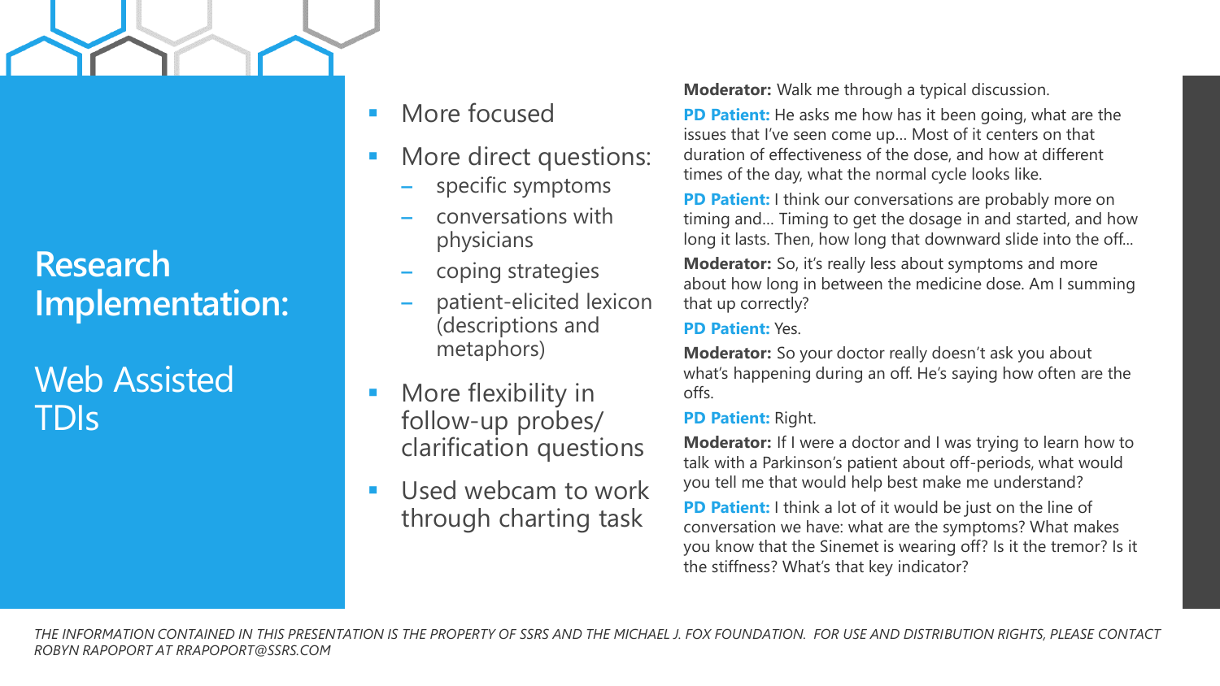# Research Implementation:

## Web Assisted TDIs

- More focused
- More direct questions:
  - specific symptoms
  - conversations with physicians
  - coping strategies
  - patient-elicited lexicon (descriptions and metaphors)
- More flexibility in follow-up probes/ clarification questions
- Used webcam to work through charting task

**Moderator:** Walk me through a typical discussion.

**PD Patient:** He asks me how has it been going, what are the issues that I've seen come up… Most of it centers on that duration of effectiveness of the dose, and how at different times of the day, what the normal cycle looks like.

**PD Patient:** I think our conversations are probably more on timing and… Timing to get the dosage in and started, and how long it lasts. Then, how long that downward slide into the off…

**Moderator:** So, it's really less about symptoms and more about how long in between the medicine dose. Am I summing that up correctly?

**PD Patient:** Yes.

**Moderator:** So your doctor really doesn't ask you about what's happening during an off. He's saying how often are the offs.

**PD Patient:** Right.

**Moderator:** If I were a doctor and I was trying to learn how to talk with a Parkinson's patient about off-periods, what would you tell me that would help best make me understand?

**PD Patient:** I think a lot of it would be just on the line of conversation we have: what are the symptoms? What makes you know that the Sinemet is wearing off? Is it the tremor? Is it the stiffness? What's that key indicator?

*THE INFORMATION CONTAINED IN THIS PRESENTATION IS THE PROPERTY OF SSRS AND THE MICHAEL J. FOX FOUNDATION. FOR USE AND DISTRIBUTION RIGHTS, PLEASE CONTACT ROBYN RAPOPORT AT RRAPOPORT@SSRS.COM*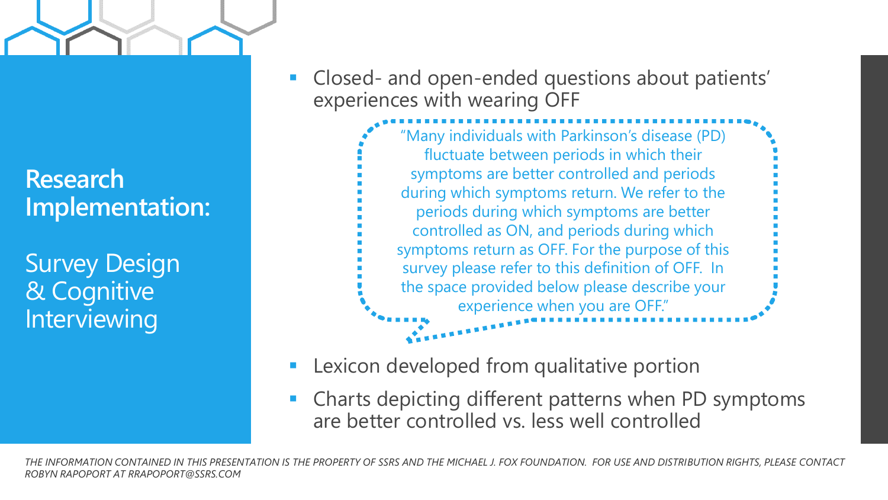## Research Implementation:

Survey Design & Cognitive Interviewing

- Closed- and open-ended questions about patients' experiences with wearing OFF

> "Many individuals with Parkinson's disease (PD) fluctuate between periods in which their symptoms are better controlled and periods during which symptoms return. We refer to the periods during which symptoms are better controlled as ON, and periods during which symptoms return as OFF. For the purpose of this survey please refer to this definition of OFF. In the space provided below please describe your experience when you are OFF."

- Lexicon developed from qualitative portion
- Charts depicting different patterns when PD symptoms are better controlled vs. less well controlled

*THE INFORMATION CONTAINED IN THIS PRESENTATION IS THE PROPERTY OF SSRS AND THE MICHAEL J. FOX FOUNDATION. FOR USE AND DISTRIBUTION RIGHTS, PLEASE CONTACT ROBYN RAPOPORT AT RRAPOPORT@SSRS.COM*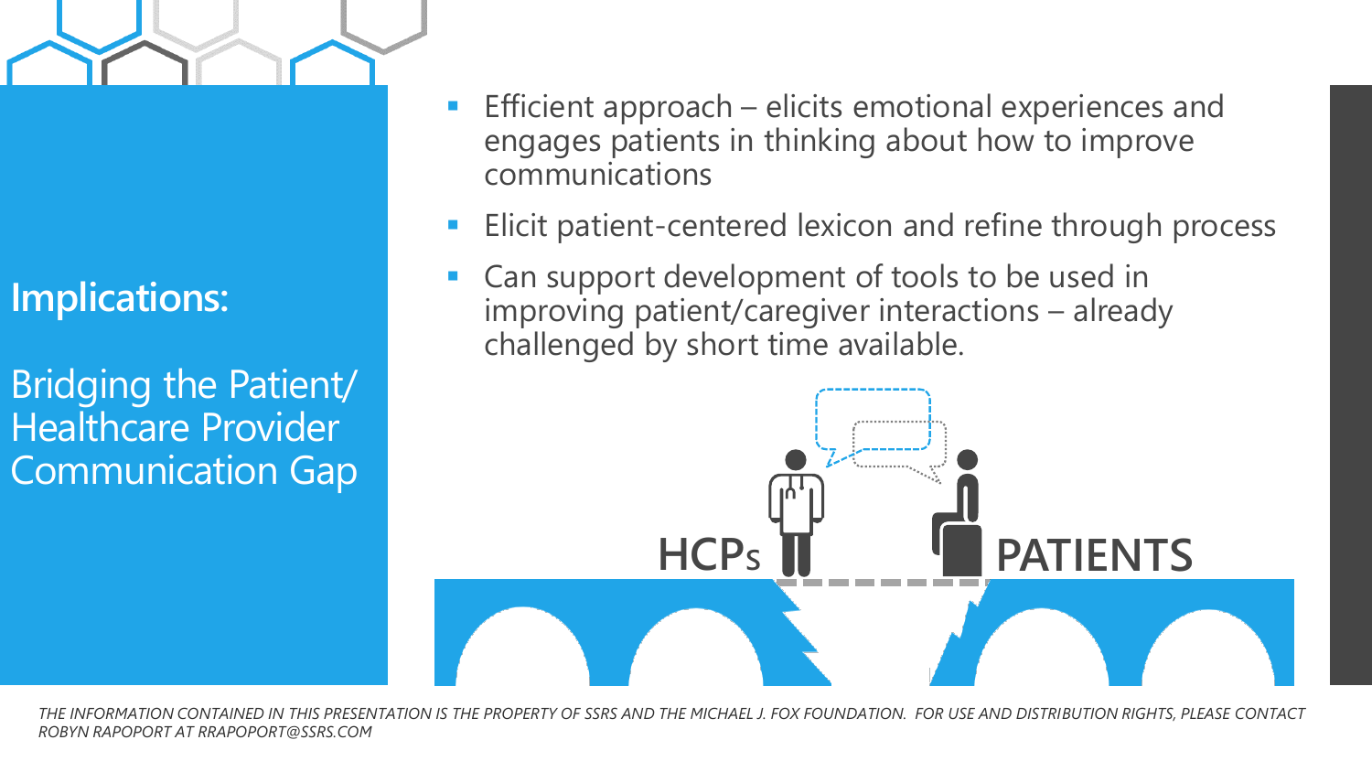## Implications:

## Bridging the Patient/ Healthcare Provider Communication Gap

- Efficient approach – elicits emotional experiences and engages patients in thinking about how to improve communications
- Elicit patient-centered lexicon and refine through process
- Can support development of tools to be used in improving patient/caregiver interactions – already challenged by short time available.

HCPs PATIENTS

*THE INFORMATION CONTAINED IN THIS PRESENTATION IS THE PROPERTY OF SSRS AND THE MICHAEL J. FOX FOUNDATION. FOR USE AND DISTRIBUTION RIGHTS, PLEASE CONTACT ROBYN RAPOPORT AT RRAPOPORT@SSRS.COM*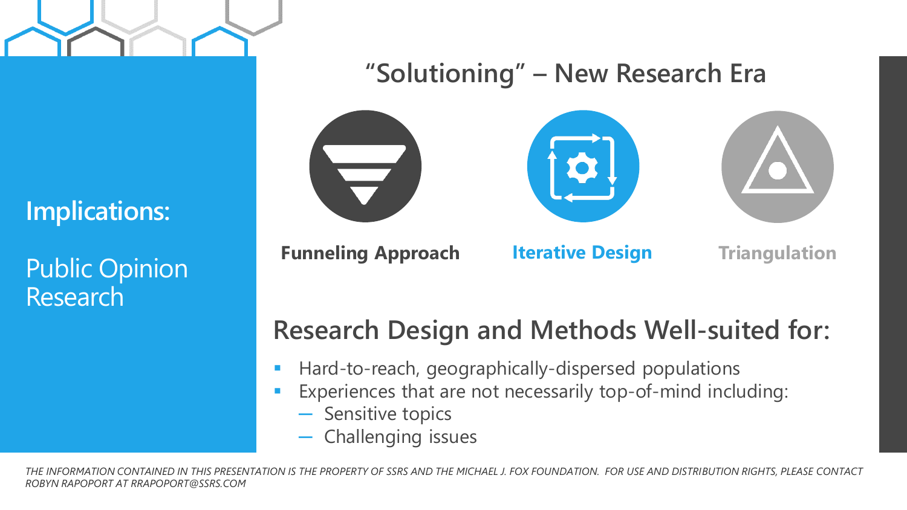**Implications:**

Public Opinion Research

# "Solutioning" – New Research Era

**Funneling Approach** | **Iterative Design** | **Triangulation**

## Research Design and Methods Well-suited for:

- Hard-to-reach, geographically-dispersed populations
- Experiences that are not necessarily top-of-mind including:
  - Sensitive topics
  - Challenging issues

*THE INFORMATION CONTAINED IN THIS PRESENTATION IS THE PROPERTY OF SSRS AND THE MICHAEL J. FOX FOUNDATION. FOR USE AND DISTRIBUTION RIGHTS, PLEASE CONTACT ROBYN RAPOPORT AT RRAPOPORT@SSRS.COM*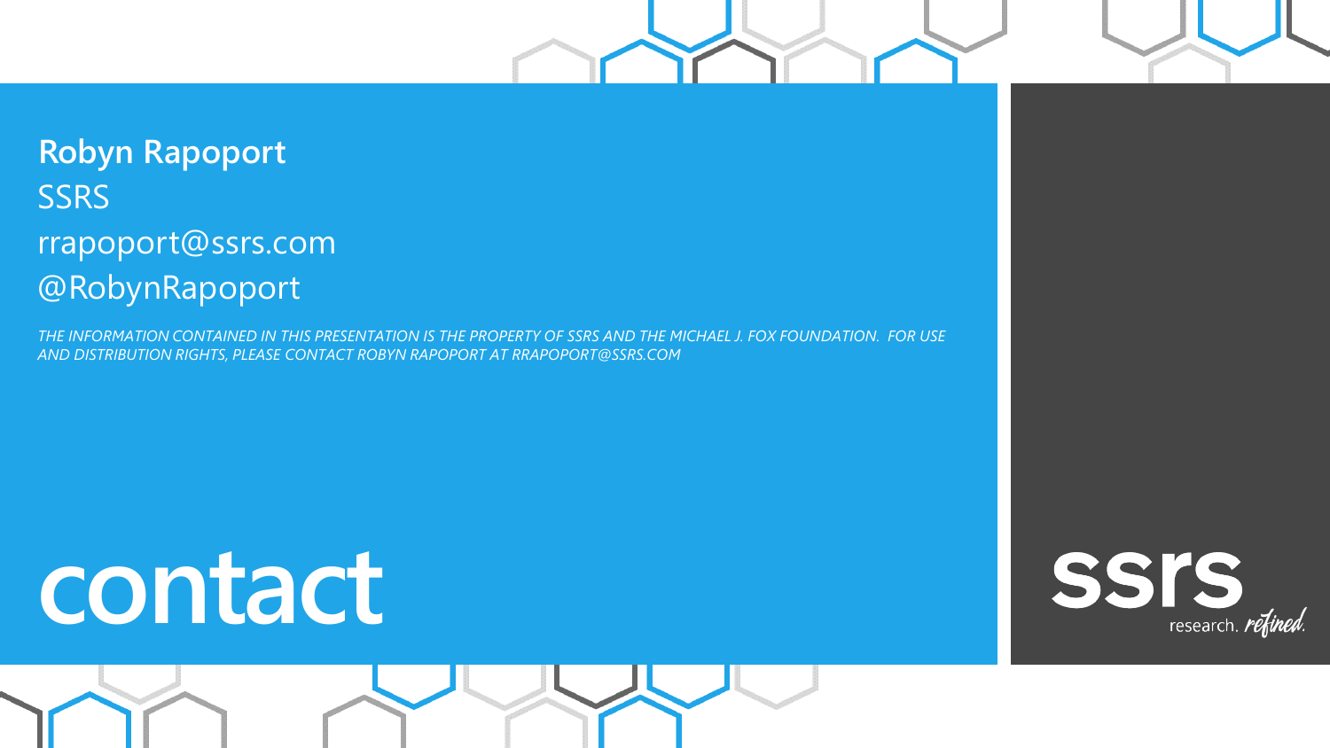**Robyn Rapoport**
SSRS
rrapoport@ssrs.com
@RobynRapoport

*THE INFORMATION CONTAINED IN THIS PRESENTATION IS THE PROPERTY OF SSRS AND THE MICHAEL J. FOX FOUNDATION. FOR USE AND DISTRIBUTION RIGHTS, PLEASE CONTACT ROBYN RAPOPORT AT RRAPOPORT@SSRS.COM*

# contact

ssrs
research. refined.